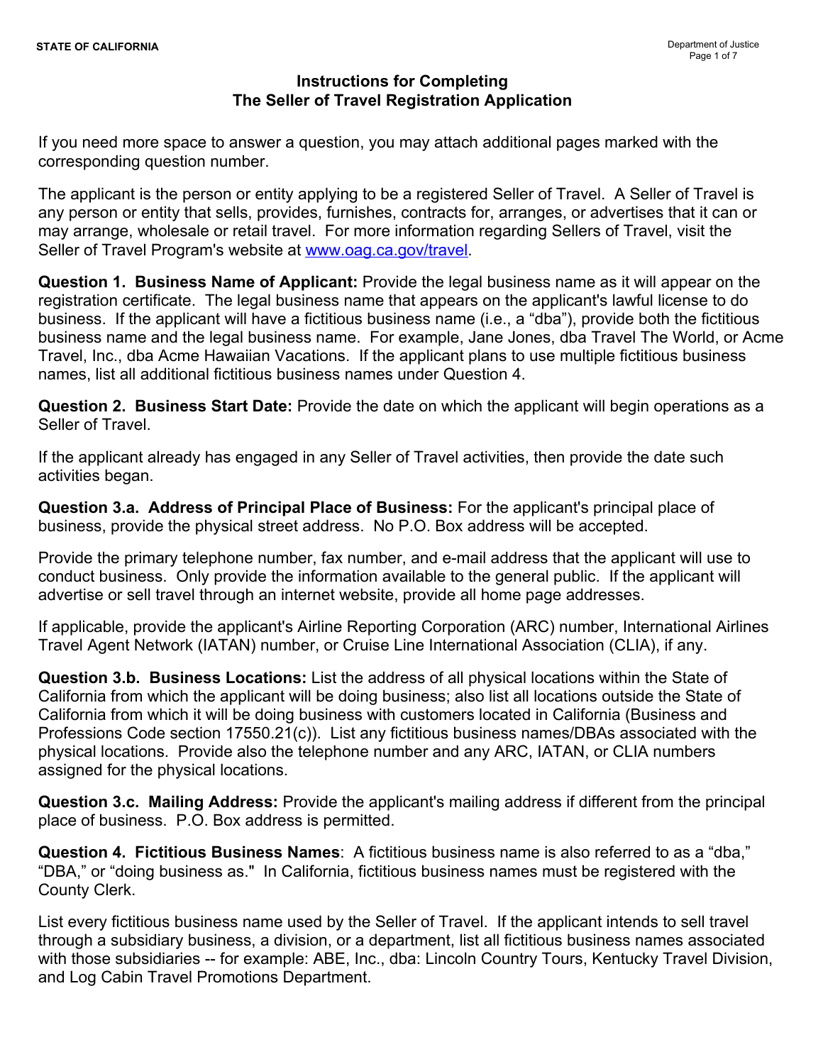# Instructions for Completing
# The Seller of Travel Registration Application

If you need more space to answer a question, you may attach additional pages marked with the corresponding question number.

The applicant is the person or entity applying to be a registered Seller of Travel. A Seller of Travel is any person or entity that sells, provides, furnishes, contracts for, arranges, or advertises that it can or may arrange, wholesale or retail travel. For more information regarding Sellers of Travel, visit the Seller of Travel Program's website at [www.oag.ca.gov/travel](http://www.oag.ca.gov/travel).

**Question 1. Business Name of Applicant:** Provide the legal business name as it will appear on the registration certificate. The legal business name that appears on the applicant's lawful license to do business. If the applicant will have a fictitious business name (i.e., a "dba"), provide both the fictitious business name and the legal business name. For example, Jane Jones, dba Travel The World, or Acme Travel, Inc., dba Acme Hawaiian Vacations. If the applicant plans to use multiple fictitious business names, list all additional fictitious business names under Question 4.

**Question 2. Business Start Date:** Provide the date on which the applicant will begin operations as a Seller of Travel.

If the applicant already has engaged in any Seller of Travel activities, then provide the date such activities began.

**Question 3.a. Address of Principal Place of Business:** For the applicant's principal place of business, provide the physical street address. No P.O. Box address will be accepted.

Provide the primary telephone number, fax number, and e-mail address that the applicant will use to conduct business. Only provide the information available to the general public. If the applicant will advertise or sell travel through an internet website, provide all home page addresses.

If applicable, provide the applicant's Airline Reporting Corporation (ARC) number, International Airlines Travel Agent Network (IATAN) number, or Cruise Line International Association (CLIA), if any.

**Question 3.b. Business Locations:** List the address of all physical locations within the State of California from which the applicant will be doing business; also list all locations outside the State of California from which it will be doing business with customers located in California (Business and Professions Code section 17550.21(c)). List any fictitious business names/DBAs associated with the physical locations. Provide also the telephone number and any ARC, IATAN, or CLIA numbers assigned for the physical locations.

**Question 3.c. Mailing Address:** Provide the applicant's mailing address if different from the principal place of business. P.O. Box address is permitted.

**Question 4. Fictitious Business Names**: A fictitious business name is also referred to as a "dba," "DBA," or "doing business as." In California, fictitious business names must be registered with the County Clerk.

List every fictitious business name used by the Seller of Travel. If the applicant intends to sell travel through a subsidiary business, a division, or a department, list all fictitious business names associated with those subsidiaries -- for example: ABE, Inc., dba: Lincoln Country Tours, Kentucky Travel Division, and Log Cabin Travel Promotions Department.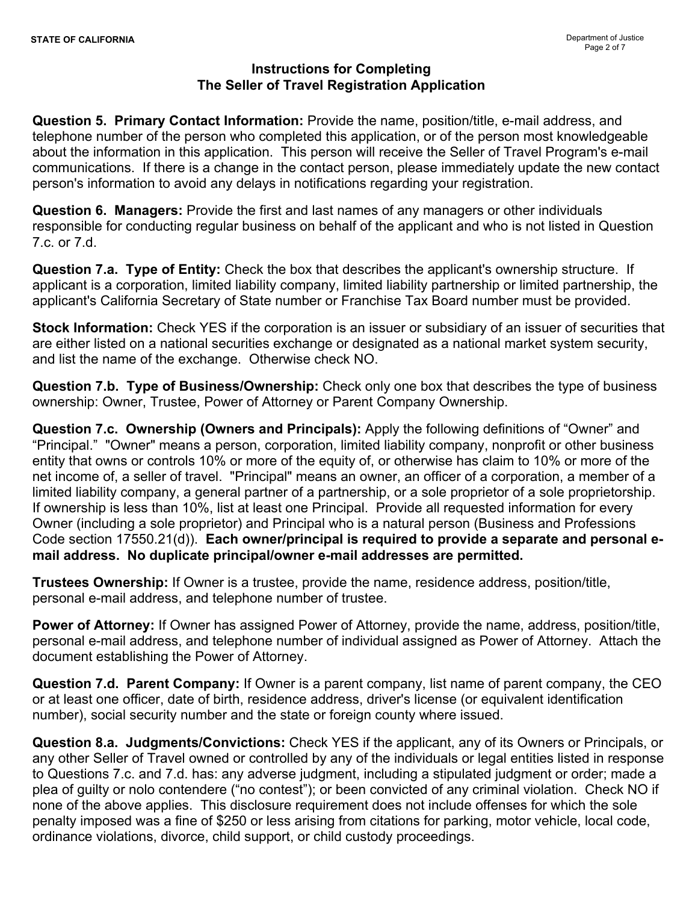## Instructions for Completing The Seller of Travel Registration Application

**Question 5. Primary Contact Information:** Provide the name, position/title, e-mail address, and telephone number of the person who completed this application, or of the person most knowledgeable about the information in this application. This person will receive the Seller of Travel Program's e-mail communications. If there is a change in the contact person, please immediately update the new contact person's information to avoid any delays in notifications regarding your registration.

**Question 6. Managers:** Provide the first and last names of any managers or other individuals responsible for conducting regular business on behalf of the applicant and who is not listed in Question 7.c. or 7.d.

**Question 7.a. Type of Entity:** Check the box that describes the applicant's ownership structure. If applicant is a corporation, limited liability company, limited liability partnership or limited partnership, the applicant's California Secretary of State number or Franchise Tax Board number must be provided.

**Stock Information:** Check YES if the corporation is an issuer or subsidiary of an issuer of securities that are either listed on a national securities exchange or designated as a national market system security, and list the name of the exchange. Otherwise check NO.

**Question 7.b. Type of Business/Ownership:** Check only one box that describes the type of business ownership: Owner, Trustee, Power of Attorney or Parent Company Ownership.

**Question 7.c. Ownership (Owners and Principals):** Apply the following definitions of “Owner” and “Principal.” "Owner" means a person, corporation, limited liability company, nonprofit or other business entity that owns or controls 10% or more of the equity of, or otherwise has claim to 10% or more of the net income of, a seller of travel. "Principal" means an owner, an officer of a corporation, a member of a limited liability company, a general partner of a partnership, or a sole proprietor of a sole proprietorship. If ownership is less than 10%, list at least one Principal. Provide all requested information for every Owner (including a sole proprietor) and Principal who is a natural person (Business and Professions Code section 17550.21(d)). **Each owner/principal is required to provide a separate and personal e-mail address. No duplicate principal/owner e-mail addresses are permitted.**

**Trustees Ownership:** If Owner is a trustee, provide the name, residence address, position/title, personal e-mail address, and telephone number of trustee.

**Power of Attorney:** If Owner has assigned Power of Attorney, provide the name, address, position/title, personal e-mail address, and telephone number of individual assigned as Power of Attorney. Attach the document establishing the Power of Attorney.

**Question 7.d. Parent Company:** If Owner is a parent company, list name of parent company, the CEO or at least one officer, date of birth, residence address, driver's license (or equivalent identification number), social security number and the state or foreign county where issued.

**Question 8.a. Judgments/Convictions:** Check YES if the applicant, any of its Owners or Principals, or any other Seller of Travel owned or controlled by any of the individuals or legal entities listed in response to Questions 7.c. and 7.d. has: any adverse judgment, including a stipulated judgment or order; made a plea of guilty or nolo contendere (“no contest”); or been convicted of any criminal violation. Check NO if none of the above applies. This disclosure requirement does not include offenses for which the sole penalty imposed was a fine of $250 or less arising from citations for parking, motor vehicle, local code, ordinance violations, divorce, child support, or child custody proceedings.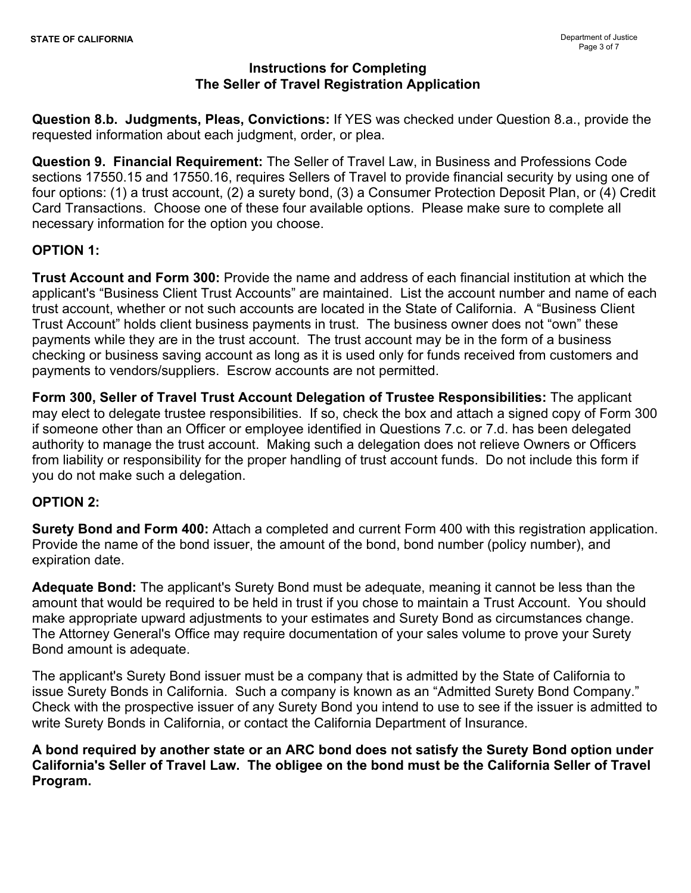## Instructions for Completing The Seller of Travel Registration Application

**Question 8.b. Judgments, Pleas, Convictions:** If YES was checked under Question 8.a., provide the requested information about each judgment, order, or plea.

**Question 9. Financial Requirement:** The Seller of Travel Law, in Business and Professions Code sections 17550.15 and 17550.16, requires Sellers of Travel to provide financial security by using one of four options: (1) a trust account, (2) a surety bond, (3) a Consumer Protection Deposit Plan, or (4) Credit Card Transactions. Choose one of these four available options. Please make sure to complete all necessary information for the option you choose.

**OPTION 1:**

**Trust Account and Form 300:** Provide the name and address of each financial institution at which the applicant's "Business Client Trust Accounts" are maintained. List the account number and name of each trust account, whether or not such accounts are located in the State of California. A "Business Client Trust Account" holds client business payments in trust. The business owner does not "own" these payments while they are in the trust account. The trust account may be in the form of a business checking or business saving account as long as it is used only for funds received from customers and payments to vendors/suppliers. Escrow accounts are not permitted.

**Form 300, Seller of Travel Trust Account Delegation of Trustee Responsibilities:** The applicant may elect to delegate trustee responsibilities. If so, check the box and attach a signed copy of Form 300 if someone other than an Officer or employee identified in Questions 7.c. or 7.d. has been delegated authority to manage the trust account. Making such a delegation does not relieve Owners or Officers from liability or responsibility for the proper handling of trust account funds. Do not include this form if you do not make such a delegation.

**OPTION 2:**

**Surety Bond and Form 400:** Attach a completed and current Form 400 with this registration application. Provide the name of the bond issuer, the amount of the bond, bond number (policy number), and expiration date.

**Adequate Bond:** The applicant's Surety Bond must be adequate, meaning it cannot be less than the amount that would be required to be held in trust if you chose to maintain a Trust Account. You should make appropriate upward adjustments to your estimates and Surety Bond as circumstances change. The Attorney General's Office may require documentation of your sales volume to prove your Surety Bond amount is adequate.

The applicant's Surety Bond issuer must be a company that is admitted by the State of California to issue Surety Bonds in California. Such a company is known as an "Admitted Surety Bond Company." Check with the prospective issuer of any Surety Bond you intend to use to see if the issuer is admitted to write Surety Bonds in California, or contact the California Department of Insurance.

**A bond required by another state or an ARC bond does not satisfy the Surety Bond option under California's Seller of Travel Law. The obligee on the bond must be the California Seller of Travel Program.**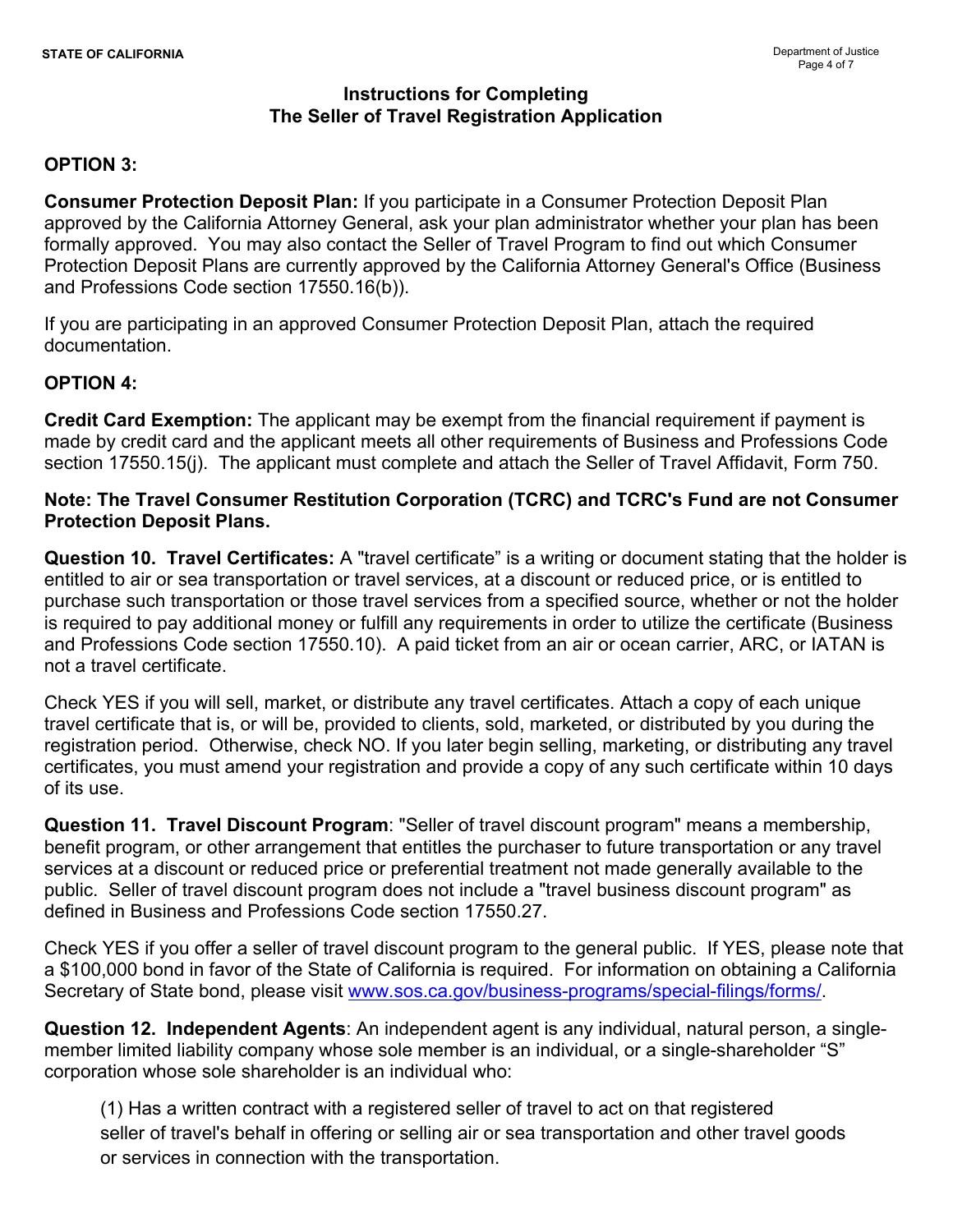## Instructions for Completing The Seller of Travel Registration Application

**OPTION 3:**

**Consumer Protection Deposit Plan:** If you participate in a Consumer Protection Deposit Plan approved by the California Attorney General, ask your plan administrator whether your plan has been formally approved. You may also contact the Seller of Travel Program to find out which Consumer Protection Deposit Plans are currently approved by the California Attorney General's Office (Business and Professions Code section 17550.16(b)).

If you are participating in an approved Consumer Protection Deposit Plan, attach the required documentation.

**OPTION 4:**

**Credit Card Exemption:** The applicant may be exempt from the financial requirement if payment is made by credit card and the applicant meets all other requirements of Business and Professions Code section 17550.15(j). The applicant must complete and attach the Seller of Travel Affidavit, Form 750.

**Note: The Travel Consumer Restitution Corporation (TCRC) and TCRC's Fund are not Consumer Protection Deposit Plans.**

**Question 10. Travel Certificates:** A "travel certificate" is a writing or document stating that the holder is entitled to air or sea transportation or travel services, at a discount or reduced price, or is entitled to purchase such transportation or those travel services from a specified source, whether or not the holder is required to pay additional money or fulfill any requirements in order to utilize the certificate (Business and Professions Code section 17550.10). A paid ticket from an air or ocean carrier, ARC, or IATAN is not a travel certificate.

Check YES if you will sell, market, or distribute any travel certificates. Attach a copy of each unique travel certificate that is, or will be, provided to clients, sold, marketed, or distributed by you during the registration period. Otherwise, check NO. If you later begin selling, marketing, or distributing any travel certificates, you must amend your registration and provide a copy of any such certificate within 10 days of its use.

**Question 11. Travel Discount Program**: "Seller of travel discount program" means a membership, benefit program, or other arrangement that entitles the purchaser to future transportation or any travel services at a discount or reduced price or preferential treatment not made generally available to the public. Seller of travel discount program does not include a "travel business discount program" as defined in Business and Professions Code section 17550.27.

Check YES if you offer a seller of travel discount program to the general public. If YES, please note that a $100,000 bond in favor of the State of California is required. For information on obtaining a California Secretary of State bond, please visit www.sos.ca.gov/business-programs/special-filings/forms/.

**Question 12. Independent Agents**: An independent agent is any individual, natural person, a single-member limited liability company whose sole member is an individual, or a single-shareholder "S" corporation whose sole shareholder is an individual who:

(1) Has a written contract with a registered seller of travel to act on that registered seller of travel's behalf in offering or selling air or sea transportation and other travel goods or services in connection with the transportation.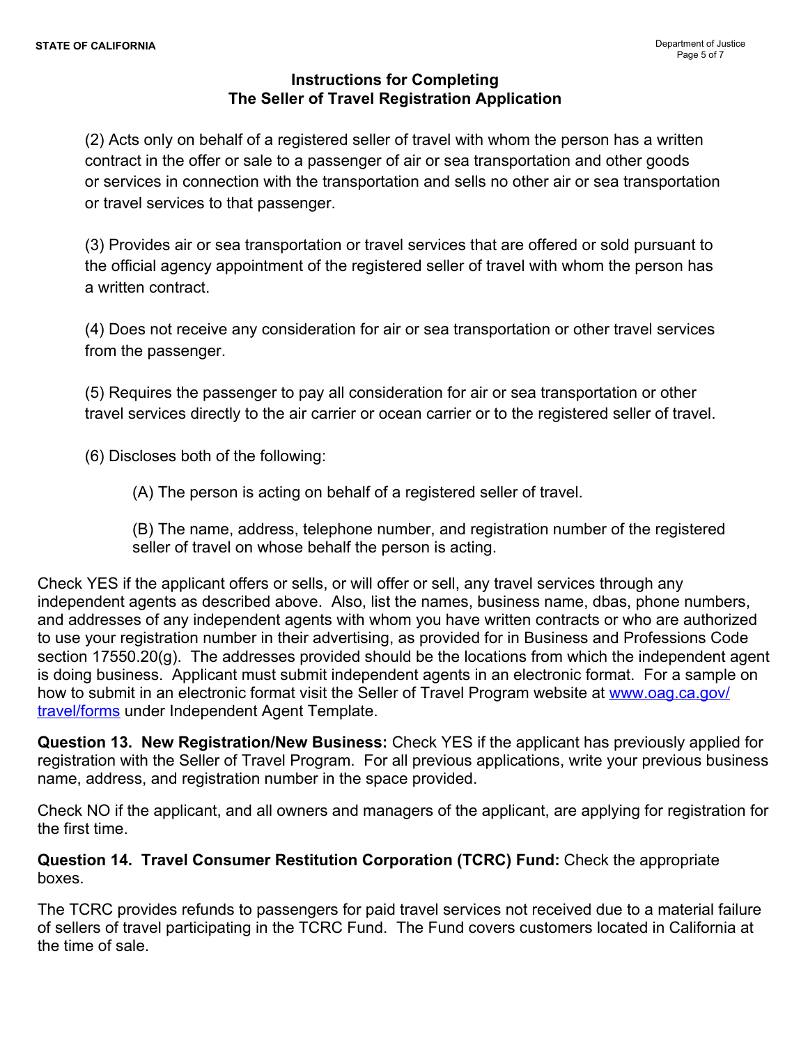## Instructions for Completing The Seller of Travel Registration Application

(2) Acts only on behalf of a registered seller of travel with whom the person has a written contract in the offer or sale to a passenger of air or sea transportation and other goods or services in connection with the transportation and sells no other air or sea transportation or travel services to that passenger.

(3) Provides air or sea transportation or travel services that are offered or sold pursuant to the official agency appointment of the registered seller of travel with whom the person has a written contract.

(4) Does not receive any consideration for air or sea transportation or other travel services from the passenger.

(5) Requires the passenger to pay all consideration for air or sea transportation or other travel services directly to the air carrier or ocean carrier or to the registered seller of travel.

(6) Discloses both of the following:

(A) The person is acting on behalf of a registered seller of travel.

(B) The name, address, telephone number, and registration number of the registered seller of travel on whose behalf the person is acting.

Check YES if the applicant offers or sells, or will offer or sell, any travel services through any independent agents as described above. Also, list the names, business name, dbas, phone numbers, and addresses of any independent agents with whom you have written contracts or who are authorized to use your registration number in their advertising, as provided for in Business and Professions Code section 17550.20(g). The addresses provided should be the locations from which the independent agent is doing business. Applicant must submit independent agents in an electronic format. For a sample on how to submit in an electronic format visit the Seller of Travel Program website at [www.oag.ca.gov/travel/forms](www.oag.ca.gov/travel/forms) under Independent Agent Template.

**Question 13. New Registration/New Business:** Check YES if the applicant has previously applied for registration with the Seller of Travel Program. For all previous applications, write your previous business name, address, and registration number in the space provided.

Check NO if the applicant, and all owners and managers of the applicant, are applying for registration for the first time.

**Question 14. Travel Consumer Restitution Corporation (TCRC) Fund:** Check the appropriate boxes.

The TCRC provides refunds to passengers for paid travel services not received due to a material failure of sellers of travel participating in the TCRC Fund. The Fund covers customers located in California at the time of sale.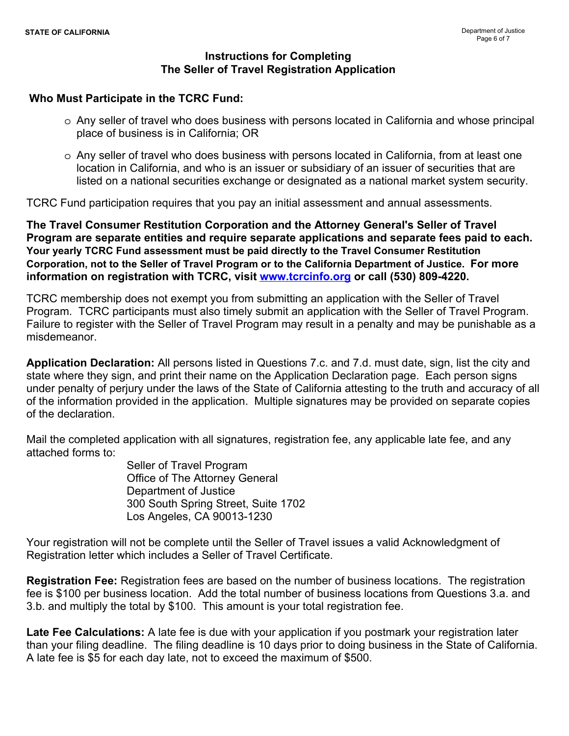## Instructions for Completing The Seller of Travel Registration Application

### Who Must Participate in the TCRC Fund:

- Any seller of travel who does business with persons located in California and whose principal place of business is in California; OR
- Any seller of travel who does business with persons located in California, from at least one location in California, and who is an issuer or subsidiary of an issuer of securities that are listed on a national securities exchange or designated as a national market system security.

TCRC Fund participation requires that you pay an initial assessment and annual assessments.

**The Travel Consumer Restitution Corporation and the Attorney General's Seller of Travel Program are separate entities and require separate applications and separate fees paid to each. Your yearly TCRC Fund assessment must be paid directly to the Travel Consumer Restitution Corporation, not to the Seller of Travel Program or to the California Department of Justice. For more information on registration with TCRC, visit [www.tcrcinfo.org](http://www.tcrcinfo.org) or call (530) 809-4220.**

TCRC membership does not exempt you from submitting an application with the Seller of Travel Program. TCRC participants must also timely submit an application with the Seller of Travel Program. Failure to register with the Seller of Travel Program may result in a penalty and may be punishable as a misdemeanor.

**Application Declaration:** All persons listed in Questions 7.c. and 7.d. must date, sign, list the city and state where they sign, and print their name on the Application Declaration page. Each person signs under penalty of perjury under the laws of the State of California attesting to the truth and accuracy of all of the information provided in the application. Multiple signatures may be provided on separate copies of the declaration.

Mail the completed application with all signatures, registration fee, any applicable late fee, and any attached forms to:

Seller of Travel Program  
Office of The Attorney General  
Department of Justice  
300 South Spring Street, Suite 1702  
Los Angeles, CA 90013-1230

Your registration will not be complete until the Seller of Travel issues a valid Acknowledgment of Registration letter which includes a Seller of Travel Certificate.

**Registration Fee:** Registration fees are based on the number of business locations. The registration fee is $100 per business location. Add the total number of business locations from Questions 3.a. and 3.b. and multiply the total by $100. This amount is your total registration fee.

**Late Fee Calculations:** A late fee is due with your application if you postmark your registration later than your filing deadline. The filing deadline is 10 days prior to doing business in the State of California. A late fee is $5 for each day late, not to exceed the maximum of $500.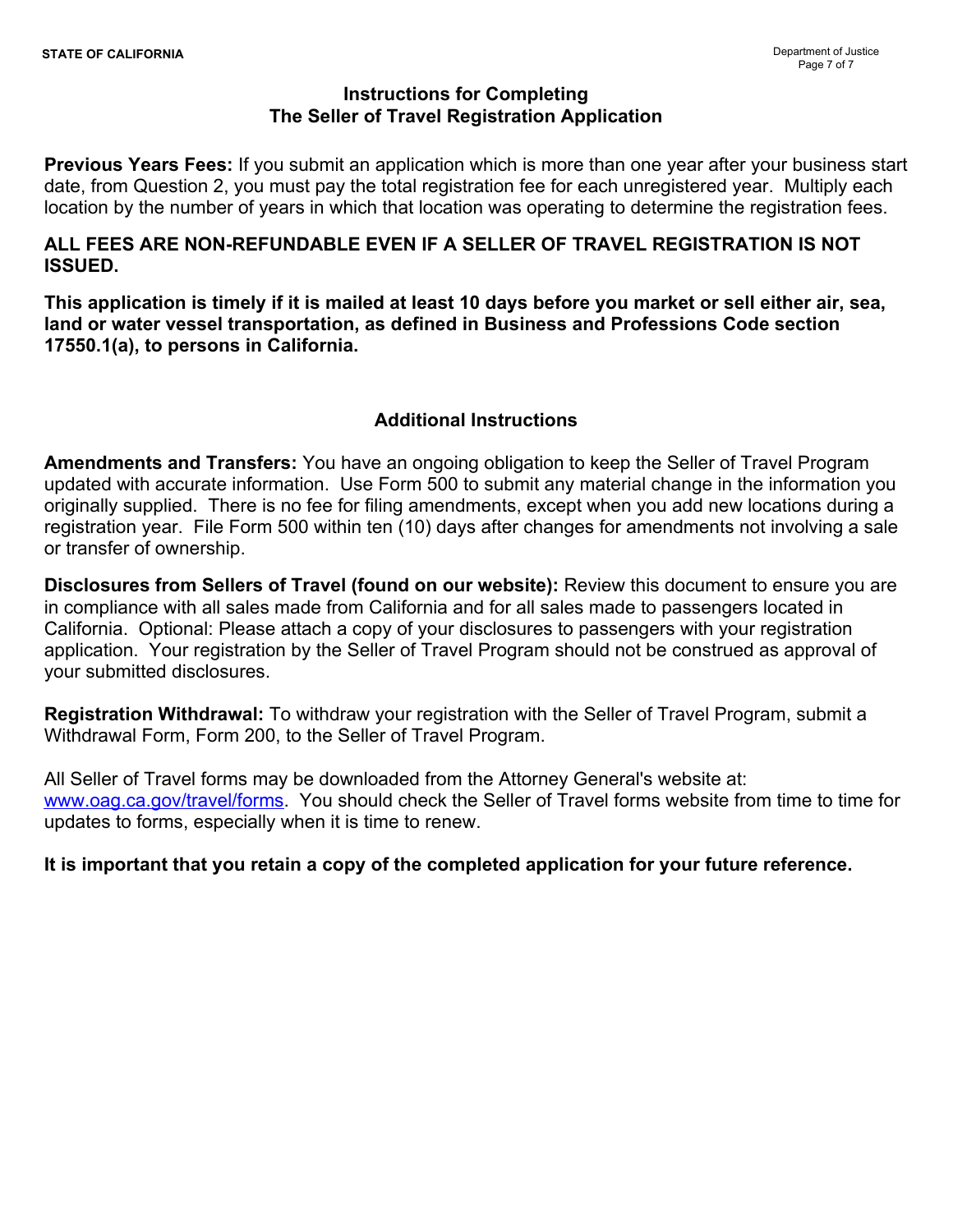## Instructions for Completing The Seller of Travel Registration Application

**Previous Years Fees:** If you submit an application which is more than one year after your business start date, from Question 2, you must pay the total registration fee for each unregistered year. Multiply each location by the number of years in which that location was operating to determine the registration fees.

**ALL FEES ARE NON-REFUNDABLE EVEN IF A SELLER OF TRAVEL REGISTRATION IS NOT ISSUED.**

**This application is timely if it is mailed at least 10 days before you market or sell either air, sea, land or water vessel transportation, as defined in Business and Professions Code section 17550.1(a), to persons in California.**

## Additional Instructions

**Amendments and Transfers:** You have an ongoing obligation to keep the Seller of Travel Program updated with accurate information. Use Form 500 to submit any material change in the information you originally supplied. There is no fee for filing amendments, except when you add new locations during a registration year. File Form 500 within ten (10) days after changes for amendments not involving a sale or transfer of ownership.

**Disclosures from Sellers of Travel (found on our website):** Review this document to ensure you are in compliance with all sales made from California and for all sales made to passengers located in California. Optional: Please attach a copy of your disclosures to passengers with your registration application. Your registration by the Seller of Travel Program should not be construed as approval of your submitted disclosures.

**Registration Withdrawal:** To withdraw your registration with the Seller of Travel Program, submit a Withdrawal Form, Form 200, to the Seller of Travel Program.

All Seller of Travel forms may be downloaded from the Attorney General's website at: [www.oag.ca.gov/travel/forms](http://www.oag.ca.gov/travel/forms). You should check the Seller of Travel forms website from time to time for updates to forms, especially when it is time to renew.

**It is important that you retain a copy of the completed application for your future reference.**